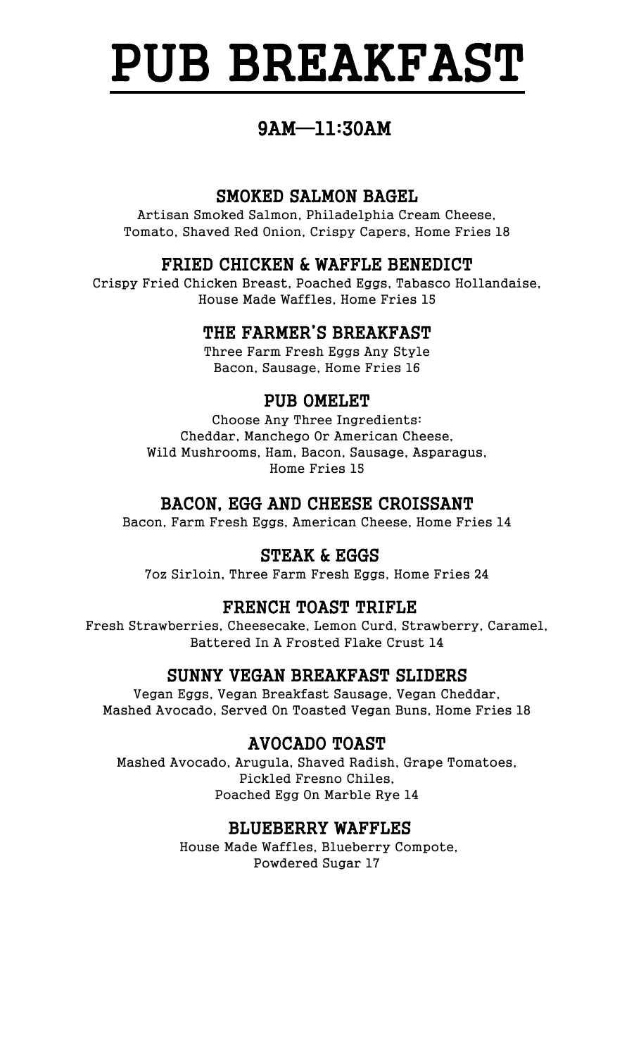# PUB BREAKFAST

## 9AM—11:30AM

### SMOKED SALMON BAGEL

Artisan Smoked Salmon, Philadelphia Cream Cheese,
Tomato, Shaved Red Onion, Crispy Capers, Home Fries 18

### FRIED CHICKEN & WAFFLE BENEDICT

Crispy Fried Chicken Breast, Poached Eggs, Tabasco Hollandaise,
House Made Waffles, Home Fries 15

### THE FARMER'S BREAKFAST

Three Farm Fresh Eggs Any Style
Bacon, Sausage, Home Fries 16

### PUB OMELET

Choose Any Three Ingredients:
Cheddar, Manchego Or American Cheese,
Wild Mushrooms, Ham, Bacon, Sausage, Asparagus,
Home Fries 15

### BACON, EGG AND CHEESE CROISSANT

Bacon, Farm Fresh Eggs, American Cheese, Home Fries 14

### STEAK & EGGS

7oz Sirloin, Three Farm Fresh Eggs, Home Fries 24

### FRENCH TOAST TRIFLE

Fresh Strawberries, Cheesecake, Lemon Curd, Strawberry, Caramel,
Battered In A Frosted Flake Crust 14

### SUNNY VEGAN BREAKFAST SLIDERS

Vegan Eggs, Vegan Breakfast Sausage, Vegan Cheddar,
Mashed Avocado, Served On Toasted Vegan Buns, Home Fries 18

### AVOCADO TOAST

Mashed Avocado, Arugula, Shaved Radish, Grape Tomatoes,
Pickled Fresno Chiles,
Poached Egg On Marble Rye 14

### BLUEBERRY WAFFLES

House Made Waffles, Blueberry Compote,
Powdered Sugar 17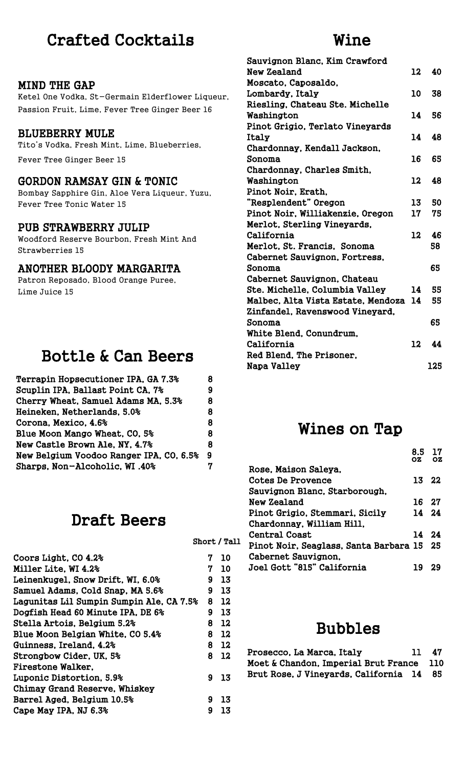# Crafted Cocktails

### MIND THE GAP

Ketel One Vodka, St-Germain Elderflower Liqueur, Passion Fruit, Lime, Fever Tree Ginger Beer 16

### BLUEBERRY MULE

Tito's Vodka, Fresh Mint, Lime, Blueberries, Fever Tree Ginger Beer 15

### GORDON RAMSAY GIN & TONIC

Bombay Sapphire Gin, Aloe Vera Liqueur, Yuzu, Fever Tree Tonic Water 15

### PUB STRAWBERRY JULIP

Woodford Reserve Bourbon, Fresh Mint And Strawberries 15

### ANOTHER BLOODY MARGARITA

Patron Reposado, Blood Orange Puree, Lime Juice 15

# Bottle & Can Beers

| | |
|---|---|
| Terrapin Hopsecutioner IPA, GA 7.3% | 8 |
| Sculpin IPA, Ballast Point CA, 7% | 9 |
| Cherry Wheat, Samuel Adams MA, 5.3% | 8 |
| Heineken, Netherlands, 5.0% | 8 |
| Corona, Mexico, 4.6% | 8 |
| Blue Moon Mango Wheat, CO, 5% | 8 |
| New Castle Brown Ale, NY, 4.7% | 8 |
| New Belgium Voodoo Ranger IPA, CO, 6.5% | 9 |
| Sharps, Non-Alcoholic, WI .40% | 7 |

# Draft Beers

| | Short | Tall |
|---|---|---|
| Coors Light, CO 4.2% | 7 | 10 |
| Miller Lite, WI 4.2% | 7 | 10 |
| Leinenkugel, Snow Drift, WI, 6.0% | 9 | 13 |
| Samuel Adams, Cold Snap, MA 5.6% | 9 | 13 |
| Lagunitas Lil Sumpin Sumpin Ale, CA 7.5% | 8 | 12 |
| Dogfish Head 60 Minute IPA, DE 6% | 9 | 13 |
| Stella Artois, Belgium 5.2% | 8 | 12 |
| Blue Moon Belgian White, CO 5.4% | 8 | 12 |
| Guinness, Ireland, 4.2% | 8 | 12 |
| Strongbow Cider, UK, 5% | 8 | 12 |
| Firestone Walker, Luponic Distortion, 5.9% | 9 | 13 |
| Chimay Grand Reserve, Whiskey Barrel Aged, Belgium 10.5% | 9 | 13 |
| Cape May IPA, NJ 6.3% | 9 | 13 |

# Wine

| | | |
|---|---|---|
| Sauvignon Blanc, Kim Crawford New Zealand | 12 | 40 |
| Moscato, Caposaldo, Lombardy, Italy | 10 | 38 |
| Riesling, Chateau Ste. Michelle Washington | 14 | 56 |
| Pinot Grigio, Terlato Vineyards Italy | 14 | 48 |
| Chardonnay, Kendall Jackson, Sonoma | 16 | 65 |
| Chardonnay, Charles Smith, Washington | 12 | 48 |
| Pinot Noir, Erath, "Resplendent" Oregon | 13 | 50 |
| Pinot Noir, Williakenzie, Oregon | 17 | 75 |
| Merlot, Sterling Vineyards, California | 12 | 46 |
| Merlot, St. Francis, Sonoma | | 58 |
| Cabernet Sauvignon, Fortress, Sonoma | | 65 |
| Cabernet Sauvignon, Chateau Ste. Michelle, Columbia Valley | 14 | 55 |
| Malbec, Alta Vista Estate, Mendoza | 14 | 55 |
| Zinfandel, Ravenswood Vineyard, Sonoma | | 65 |
| White Blend, Conundrum, California | 12 | 44 |
| Red Blend, The Prisoner, Napa Valley | | 125 |

# Wines on Tap

| | 8.5 oz | 17 oz |
|---|---|---|
| Rose, Maison Saleya, Cotes De Provence | 13 | 22 |
| Sauvignon Blanc, Starborough, New Zealand | 16 | 27 |
| Pinot Grigio, Stemmari, Sicily | 14 | 24 |
| Chardonnay, William Hill, Central Coast | 14 | 24 |
| Pinot Noir, Seaglass, Santa Barbara | 15 | 25 |
| Cabernet Sauvignon, Joel Gott "815" California | 19 | 29 |

# Bubbles

| | | |
|---|---|---|
| Prosecco, La Marca, Italy | 11 | 47 |
| Moet & Chandon, Imperial Brut France | | 110 |
| Brut Rose, J Vineyards, California | 14 | 85 |